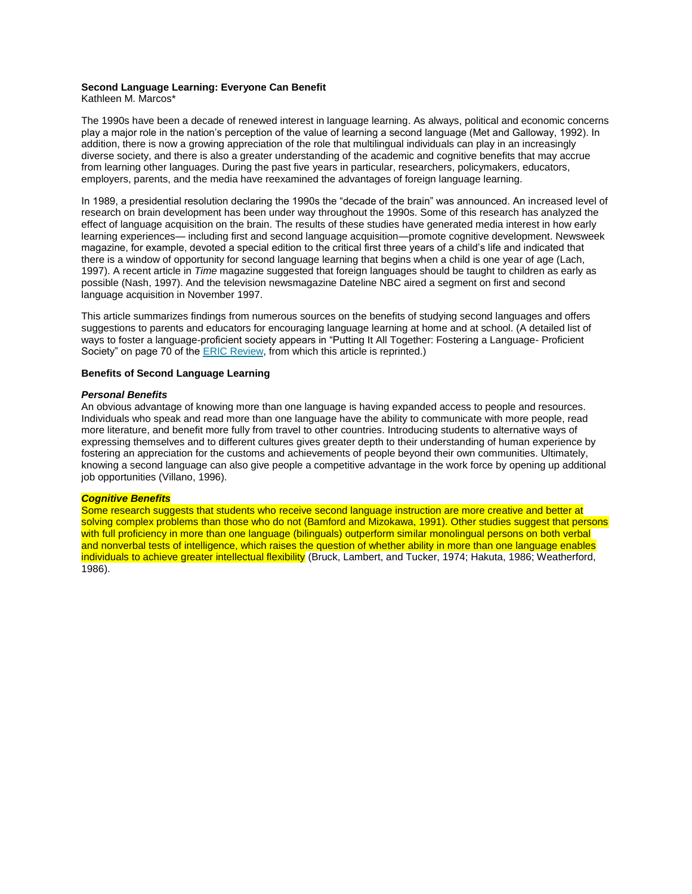# Second Language Learning: Everyone Can Benefit

Kathleen M. Marcos*

The 1990s have been a decade of renewed interest in language learning. As always, political and economic concerns play a major role in the nation's perception of the value of learning a second language (Met and Galloway, 1992). In addition, there is now a growing appreciation of the role that multilingual individuals can play in an increasingly diverse society, and there is also a greater understanding of the academic and cognitive benefits that may accrue from learning other languages. During the past five years in particular, researchers, policymakers, educators, employers, parents, and the media have reexamined the advantages of foreign language learning.

In 1989, a presidential resolution declaring the 1990s the "decade of the brain" was announced. An increased level of research on brain development has been under way throughout the 1990s. Some of this research has analyzed the effect of language acquisition on the brain. The results of these studies have generated media interest in how early learning experiences— including first and second language acquisition—promote cognitive development. Newsweek magazine, for example, devoted a special edition to the critical first three years of a child's life and indicated that there is a window of opportunity for second language learning that begins when a child is one year of age (Lach, 1997). A recent article in *Time* magazine suggested that foreign languages should be taught to children as early as possible (Nash, 1997). And the television newsmagazine Dateline NBC aired a segment on first and second language acquisition in November 1997.

This article summarizes findings from numerous sources on the benefits of studying second languages and offers suggestions to parents and educators for encouraging language learning at home and at school. (A detailed list of ways to foster a language-proficient society appears in "Putting It All Together: Fostering a Language- Proficient Society" on page 70 of the ERIC Review, from which this article is reprinted.)

## Benefits of Second Language Learning

### *Personal Benefits*

An obvious advantage of knowing more than one language is having expanded access to people and resources. Individuals who speak and read more than one language have the ability to communicate with more people, read more literature, and benefit more fully from travel to other countries. Introducing students to alternative ways of expressing themselves and to different cultures gives greater depth to their understanding of human experience by fostering an appreciation for the customs and achievements of people beyond their own communities. Ultimately, knowing a second language can also give people a competitive advantage in the work force by opening up additional job opportunities (Villano, 1996).

### *Cognitive Benefits*

Some research suggests that students who receive second language instruction are more creative and better at solving complex problems than those who do not (Bamford and Mizokawa, 1991). Other studies suggest that persons with full proficiency in more than one language (bilinguals) outperform similar monolingual persons on both verbal and nonverbal tests of intelligence, which raises the question of whether ability in more than one language enables individuals to achieve greater intellectual flexibility (Bruck, Lambert, and Tucker, 1974; Hakuta, 1986; Weatherford, 1986).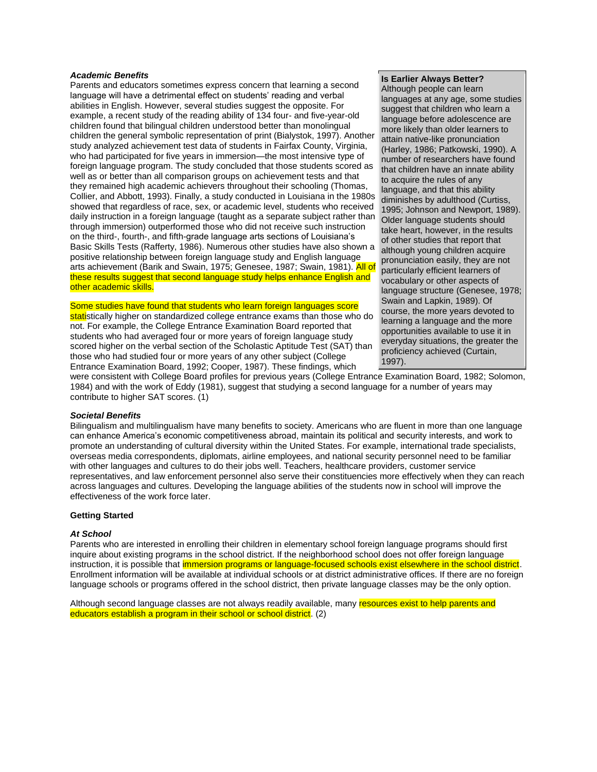### *Academic Benefits*

Parents and educators sometimes express concern that learning a second language will have a detrimental effect on students' reading and verbal abilities in English. However, several studies suggest the opposite. For example, a recent study of the reading ability of 134 four- and five-year-old children found that bilingual children understood better than monolingual children the general symbolic representation of print (Bialystok, 1997). Another study analyzed achievement test data of students in Fairfax County, Virginia, who had participated for five years in immersion—the most intensive type of foreign language program. The study concluded that those students scored as well as or better than all comparison groups on achievement tests and that they remained high academic achievers throughout their schooling (Thomas, Collier, and Abbott, 1993). Finally, a study conducted in Louisiana in the 1980s showed that regardless of race, sex, or academic level, students who received daily instruction in a foreign language (taught as a separate subject rather than through immersion) outperformed those who did not receive such instruction on the third-, fourth-, and fifth-grade language arts sections of Louisiana's Basic Skills Tests (Rafferty, 1986). Numerous other studies have also shown a positive relationship between foreign language study and English language arts achievement (Barik and Swain, 1975; Genesee, 1987; Swain, 1981). All of these results suggest that second language study helps enhance English and other academic skills.

Some studies have found that students who learn foreign languages score statistically higher on standardized college entrance exams than those who do not. For example, the College Entrance Examination Board reported that students who had averaged four or more years of foreign language study scored higher on the verbal section of the Scholastic Aptitude Test (SAT) than those who had studied four or more years of any other subject (College Entrance Examination Board, 1992; Cooper, 1987). These findings, which were consistent with College Board profiles for previous years (College Entrance Examination Board, 1982; Solomon, 1984) and with the work of Eddy (1981), suggest that studying a second language for a number of years may contribute to higher SAT scores. (1)

**Is Earlier Always Better?**

Although people can learn languages at any age, some studies suggest that children who learn a language before adolescence are more likely than older learners to attain native-like pronunciation (Harley, 1986; Patkowski, 1990). A number of researchers have found that children have an innate ability to acquire the rules of any language, and that this ability diminishes by adulthood (Curtiss, 1995; Johnson and Newport, 1989). Older language students should take heart, however, in the results of other studies that report that although young children acquire pronunciation easily, they are not particularly efficient learners of vocabulary or other aspects of language structure (Genesee, 1978; Swain and Lapkin, 1989). Of course, the more years devoted to learning a language and the more opportunities available to use it in everyday situations, the greater the proficiency achieved (Curtain, 1997).

### *Societal Benefits*

Bilingualism and multilingualism have many benefits to society. Americans who are fluent in more than one language can enhance America's economic competitiveness abroad, maintain its political and security interests, and work to promote an understanding of cultural diversity within the United States. For example, international trade specialists, overseas media correspondents, diplomats, airline employees, and national security personnel need to be familiar with other languages and cultures to do their jobs well. Teachers, healthcare providers, customer service representatives, and law enforcement personnel also serve their constituencies more effectively when they can reach across languages and cultures. Developing the language abilities of the students now in school will improve the effectiveness of the work force later.

## Getting Started

### *At School*

Parents who are interested in enrolling their children in elementary school foreign language programs should first inquire about existing programs in the school district. If the neighborhood school does not offer foreign language instruction, it is possible that immersion programs or language-focused schools exist elsewhere in the school district. Enrollment information will be available at individual schools or at district administrative offices. If there are no foreign language schools or programs offered in the school district, then private language classes may be the only option.

Although second language classes are not always readily available, many resources exist to help parents and educators establish a program in their school or school district. (2)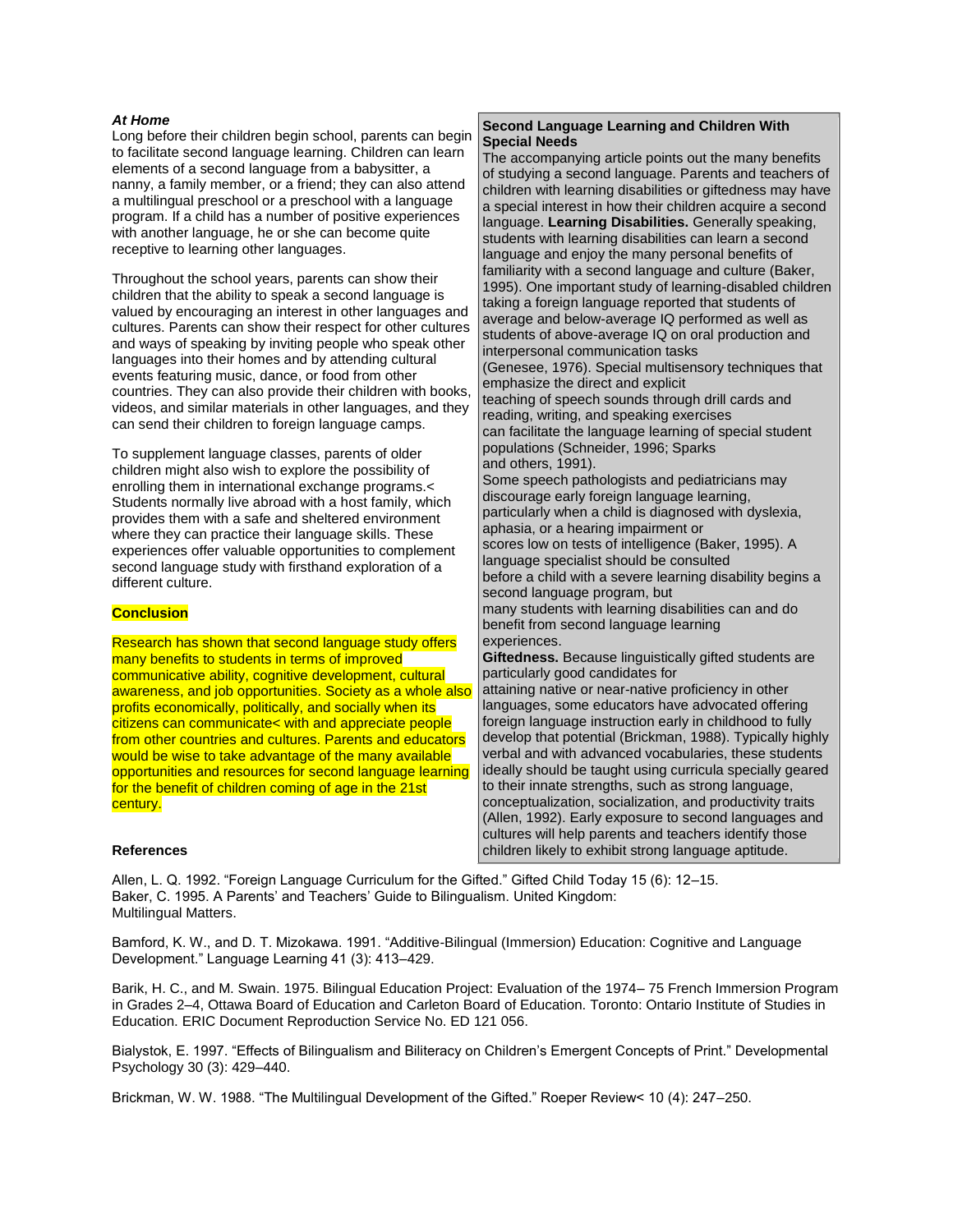### *At Home*

Long before their children begin school, parents can begin to facilitate second language learning. Children can learn elements of a second language from a babysitter, a nanny, a family member, or a friend; they can also attend a multilingual preschool or a preschool with a language program. If a child has a number of positive experiences with another language, he or she can become quite receptive to learning other languages.

Throughout the school years, parents can show their children that the ability to speak a second language is valued by encouraging an interest in other languages and cultures. Parents can show their respect for other cultures and ways of speaking by inviting people who speak other languages into their homes and by attending cultural events featuring music, dance, or food from other countries. They can also provide their children with books, videos, and similar materials in other languages, and they can send their children to foreign language camps.

To supplement language classes, parents of older children might also wish to explore the possibility of enrolling them in international exchange programs.< Students normally live abroad with a host family, which provides them with a safe and sheltered environment where they can practice their language skills. These experiences offer valuable opportunities to complement second language study with firsthand exploration of a different culture.

## Conclusion

Research has shown that second language study offers many benefits to students in terms of improved communicative ability, cognitive development, cultural awareness, and job opportunities. Society as a whole also profits economically, politically, and socially when its citizens can communicate< with and appreciate people from other countries and cultures. Parents and educators would be wise to take advantage of the many available opportunities and resources for second language learning for the benefit of children coming of age in the 21st century.

### Second Language Learning and Children With Special Needs

The accompanying article points out the many benefits of studying a second language. Parents and teachers of children with learning disabilities or giftedness may have a special interest in how their children acquire a second language. **Learning Disabilities.** Generally speaking, students with learning disabilities can learn a second language and enjoy the many personal benefits of familiarity with a second language and culture (Baker, 1995). One important study of learning-disabled children taking a foreign language reported that students of average and below-average IQ performed as well as students of above-average IQ on oral production and interpersonal communication tasks (Genesee, 1976). Special multisensory techniques that emphasize the direct and explicit teaching of speech sounds through drill cards and reading, writing, and speaking exercises can facilitate the language learning of special student populations (Schneider, 1996; Sparks and others, 1991).

Some speech pathologists and pediatricians may discourage early foreign language learning, particularly when a child is diagnosed with dyslexia, aphasia, or a hearing impairment or scores low on tests of intelligence (Baker, 1995). A language specialist should be consulted before a child with a severe learning disability begins a second language program, but many students with learning disabilities can and do benefit from second language learning experiences.

**Giftedness.** Because linguistically gifted students are particularly good candidates for attaining native or near-native proficiency in other languages, some educators have advocated offering foreign language instruction early in childhood to fully develop that potential (Brickman, 1988). Typically highly verbal and with advanced vocabularies, these students ideally should be taught using curricula specially geared to their innate strengths, such as strong language, conceptualization, socialization, and productivity traits (Allen, 1992). Early exposure to second languages and cultures will help parents and teachers identify those children likely to exhibit strong language aptitude.

## References

Allen, L. Q. 1992. "Foreign Language Curriculum for the Gifted." Gifted Child Today 15 (6): 12–15.

Baker, C. 1995. A Parents' and Teachers' Guide to Bilingualism. United Kingdom: Multilingual Matters.

Bamford, K. W., and D. T. Mizokawa. 1991. "Additive-Bilingual (Immersion) Education: Cognitive and Language Development." Language Learning 41 (3): 413–429.

Barik, H. C., and M. Swain. 1975. Bilingual Education Project: Evaluation of the 1974– 75 French Immersion Program in Grades 2–4, Ottawa Board of Education and Carleton Board of Education. Toronto: Ontario Institute of Studies in Education. ERIC Document Reproduction Service No. ED 121 056.

Bialystok, E. 1997. "Effects of Bilingualism and Biliteracy on Children's Emergent Concepts of Print." Developmental Psychology 30 (3): 429–440.

Brickman, W. W. 1988. "The Multilingual Development of the Gifted." Roeper Review< 10 (4): 247–250.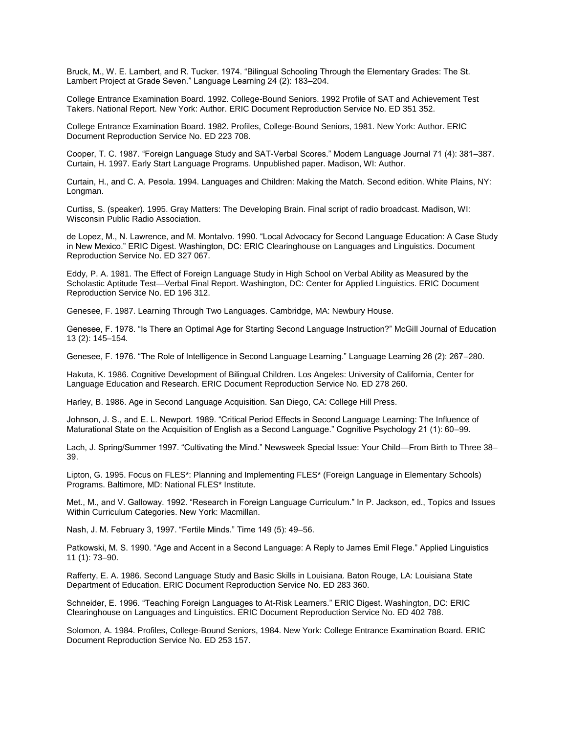Bruck, M., W. E. Lambert, and R. Tucker. 1974. “Bilingual Schooling Through the Elementary Grades: The St. Lambert Project at Grade Seven.” Language Learning 24 (2): 183–204.

College Entrance Examination Board. 1992. College-Bound Seniors. 1992 Profile of SAT and Achievement Test Takers. National Report. New York: Author. ERIC Document Reproduction Service No. ED 351 352.

College Entrance Examination Board. 1982. Profiles, College-Bound Seniors, 1981. New York: Author. ERIC Document Reproduction Service No. ED 223 708.

Cooper, T. C. 1987. “Foreign Language Study and SAT-Verbal Scores.” Modern Language Journal 71 (4): 381–387.
Curtain, H. 1997. Early Start Language Programs. Unpublished paper. Madison, WI: Author.

Curtain, H., and C. A. Pesola. 1994. Languages and Children: Making the Match. Second edition. White Plains, NY: Longman.

Curtiss, S. (speaker). 1995. Gray Matters: The Developing Brain. Final script of radio broadcast. Madison, WI: Wisconsin Public Radio Association.

de Lopez, M., N. Lawrence, and M. Montalvo. 1990. “Local Advocacy for Second Language Education: A Case Study in New Mexico.” ERIC Digest. Washington, DC: ERIC Clearinghouse on Languages and Linguistics. Document Reproduction Service No. ED 327 067.

Eddy, P. A. 1981. The Effect of Foreign Language Study in High School on Verbal Ability as Measured by the Scholastic Aptitude Test—Verbal Final Report. Washington, DC: Center for Applied Linguistics. ERIC Document Reproduction Service No. ED 196 312.

Genesee, F. 1987. Learning Through Two Languages. Cambridge, MA: Newbury House.

Genesee, F. 1978. “Is There an Optimal Age for Starting Second Language Instruction?” McGill Journal of Education 13 (2): 145–154.

Genesee, F. 1976. “The Role of Intelligence in Second Language Learning.” Language Learning 26 (2): 267–280.

Hakuta, K. 1986. Cognitive Development of Bilingual Children. Los Angeles: University of California, Center for Language Education and Research. ERIC Document Reproduction Service No. ED 278 260.

Harley, B. 1986. Age in Second Language Acquisition. San Diego, CA: College Hill Press.

Johnson, J. S., and E. L. Newport. 1989. “Critical Period Effects in Second Language Learning: The Influence of Maturational State on the Acquisition of English as a Second Language.” Cognitive Psychology 21 (1): 60–99.

Lach, J. Spring/Summer 1997. “Cultivating the Mind.” Newsweek Special Issue: Your Child—From Birth to Three 38–39.

Lipton, G. 1995. Focus on FLES*: Planning and Implementing FLES* (Foreign Language in Elementary Schools) Programs. Baltimore, MD: National FLES* Institute.

Met., M., and V. Galloway. 1992. “Research in Foreign Language Curriculum.” In P. Jackson, ed., Topics and Issues Within Curriculum Categories. New York: Macmillan.

Nash, J. M. February 3, 1997. “Fertile Minds.” Time 149 (5): 49–56.

Patkowski, M. S. 1990. “Age and Accent in a Second Language: A Reply to James Emil Flege.” Applied Linguistics 11 (1): 73–90.

Rafferty, E. A. 1986. Second Language Study and Basic Skills in Louisiana. Baton Rouge, LA: Louisiana State Department of Education. ERIC Document Reproduction Service No. ED 283 360.

Schneider, E. 1996. “Teaching Foreign Languages to At-Risk Learners.” ERIC Digest. Washington, DC: ERIC Clearinghouse on Languages and Linguistics. ERIC Document Reproduction Service No. ED 402 788.

Solomon, A. 1984. Profiles, College-Bound Seniors, 1984. New York: College Entrance Examination Board. ERIC Document Reproduction Service No. ED 253 157.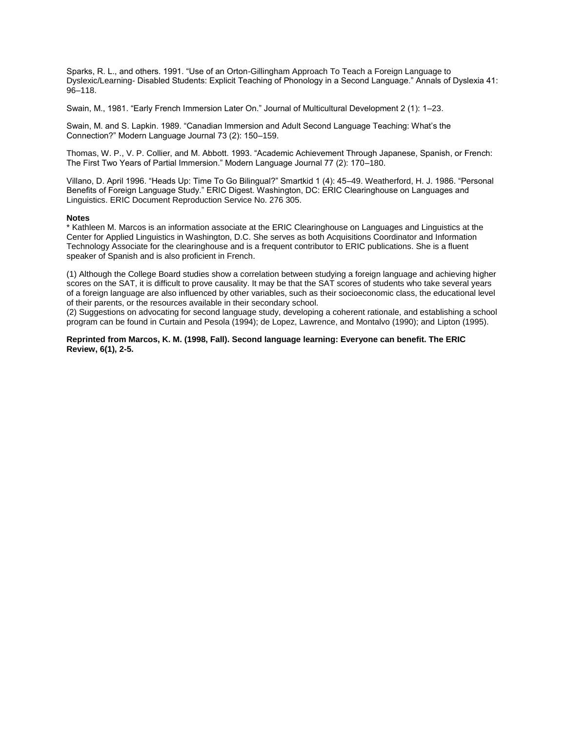Sparks, R. L., and others. 1991. "Use of an Orton-Gillingham Approach To Teach a Foreign Language to Dyslexic/Learning- Disabled Students: Explicit Teaching of Phonology in a Second Language." Annals of Dyslexia 41: 96–118.

Swain, M., 1981. "Early French Immersion Later On." Journal of Multicultural Development 2 (1): 1–23.

Swain, M. and S. Lapkin. 1989. "Canadian Immersion and Adult Second Language Teaching: What's the Connection?" Modern Language Journal 73 (2): 150–159.

Thomas, W. P., V. P. Collier, and M. Abbott. 1993. "Academic Achievement Through Japanese, Spanish, or French: The First Two Years of Partial Immersion." Modern Language Journal 77 (2): 170–180.

Villano, D. April 1996. "Heads Up: Time To Go Bilingual?" Smartkid 1 (4): 45–49. Weatherford, H. J. 1986. "Personal Benefits of Foreign Language Study." ERIC Digest. Washington, DC: ERIC Clearinghouse on Languages and Linguistics. ERIC Document Reproduction Service No. 276 305.

**Notes**

* Kathleen M. Marcos is an information associate at the ERIC Clearinghouse on Languages and Linguistics at the Center for Applied Linguistics in Washington, D.C. She serves as both Acquisitions Coordinator and Information Technology Associate for the clearinghouse and is a frequent contributor to ERIC publications. She is a fluent speaker of Spanish and is also proficient in French.

(1) Although the College Board studies show a correlation between studying a foreign language and achieving higher scores on the SAT, it is difficult to prove causality. It may be that the SAT scores of students who take several years of a foreign language are also influenced by other variables, such as their socioeconomic class, the educational level of their parents, or the resources available in their secondary school.

(2) Suggestions on advocating for second language study, developing a coherent rationale, and establishing a school program can be found in Curtain and Pesola (1994); de Lopez, Lawrence, and Montalvo (1990); and Lipton (1995).

**Reprinted from Marcos, K. M. (1998, Fall). Second language learning: Everyone can benefit. The ERIC Review, 6(1), 2-5.**